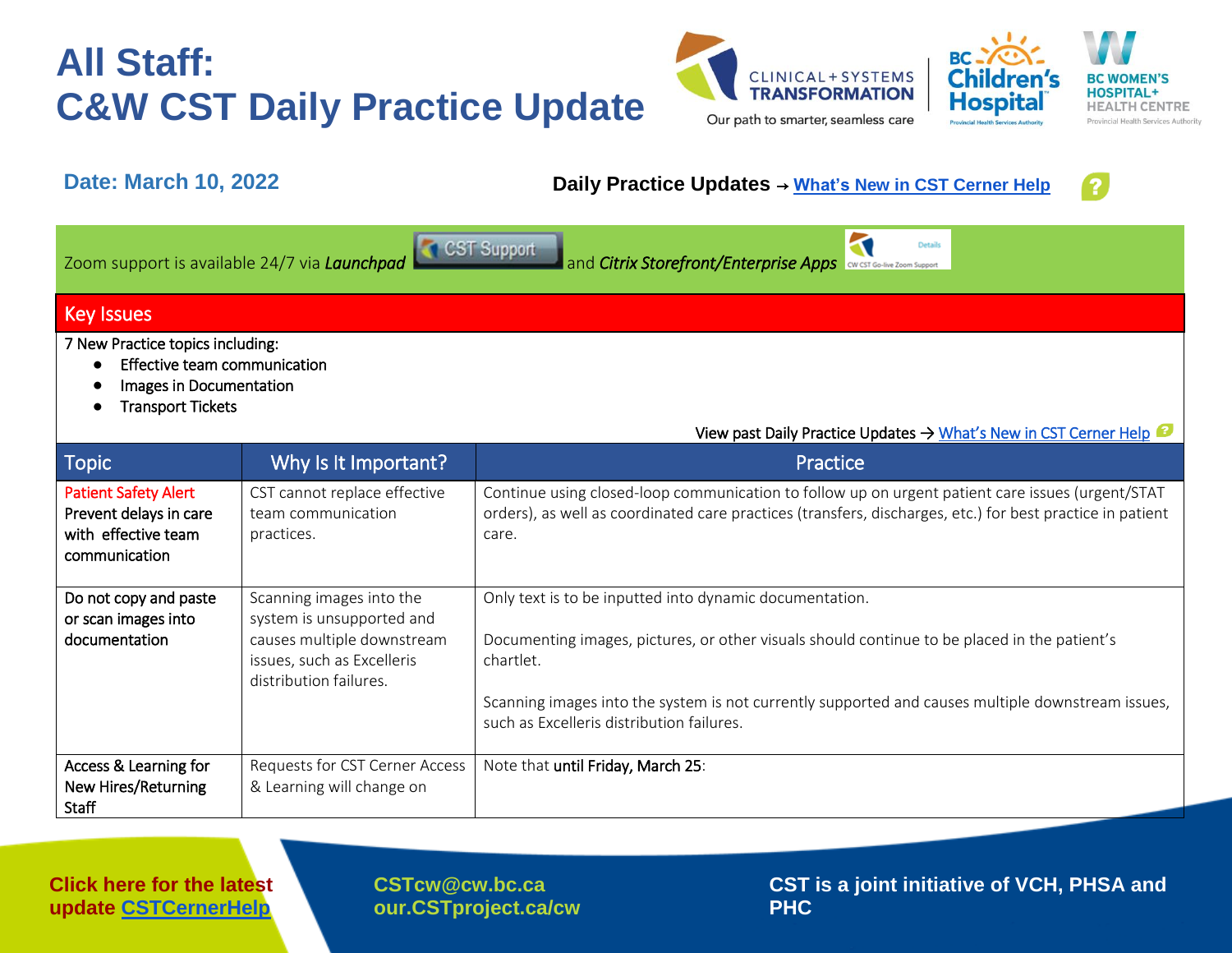# All Staff: C&W CST Daily Practice Update

**Date: March 10, 2022**

**Daily Practice Updates → [What's New in CST Cerner Help](#)**

Zoom support is available 24/7 via ***Launchpad*** CST Support and ***Citrix Storefront/Enterprise Apps*** CW CST Go-live Zoom Support

## Key Issues

7 New Practice topics including:

- Effective team communication
- Images in Documentation
- Transport Tickets

View past Daily Practice Updates → [What's New in CST Cerner Help](#)

| Topic | Why Is It Important? | Practice |
|---|---|---|
| Patient Safety Alert<br>Prevent delays in care with effective team communication | CST cannot replace effective team communication practices. | Continue using closed-loop communication to follow up on urgent patient care issues (urgent/STAT orders), as well as coordinated care practices (transfers, discharges, etc.) for best practice in patient care. |
| Do not copy and paste or scan images into documentation | Scanning images into the system is unsupported and causes multiple downstream issues, such as Excelleris distribution failures. | Only text is to be inputted into dynamic documentation.<br><br>Documenting images, pictures, or other visuals should continue to be placed in the patient's chartlet.<br><br>Scanning images into the system is not currently supported and causes multiple downstream issues, such as Excelleris distribution failures. |
| Access & Learning for New Hires/Returning Staff | Requests for CST Cerner Access & Learning will change on | Note that **until Friday, March 25**: |

Click here for the latest update [CSTCernerHelp](#)

CSTcw@cw.bc.ca
our.CSTproject.ca/cw

CST is a joint initiative of VCH, PHSA and PHC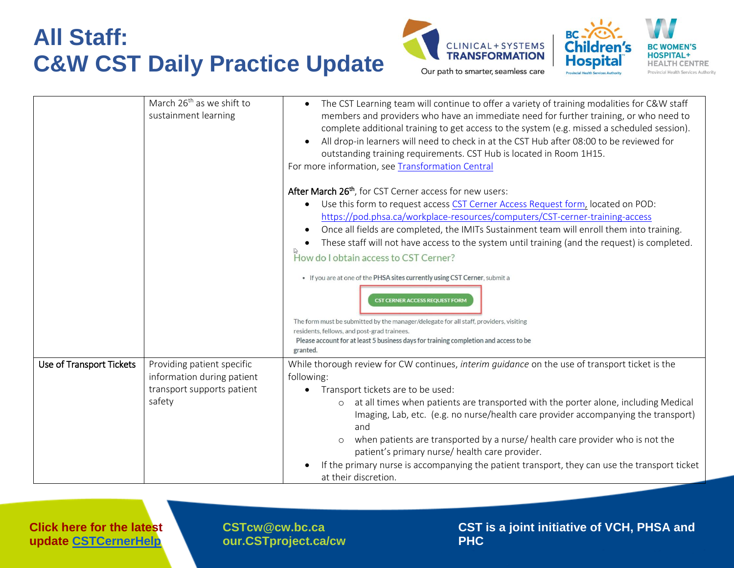# All Staff:
# C&W CST Daily Practice Update

| | | |
|---|---|---|
| | March 26th as we shift to sustainment learning | • The CST Learning team will continue to offer a variety of training modalities for C&W staff members and providers who have an immediate need for further training, or who need to complete additional training to get access to the system (e.g. missed a scheduled session).<br>• All drop-in learners will need to check in at the CST Hub after 08:00 to be reviewed for outstanding training requirements. CST Hub is located in Room 1H15.<br>For more information, see Transformation Central<br><br>After March 26th, for CST Cerner access for new users:<br>• Use this form to request access CST Cerner Access Request form, located on POD: https://pod.phsa.ca/workplace-resources/computers/CST-cerner-training-access<br>• Once all fields are completed, the IMITs Sustainment team will enroll them into training.<br>• These staff will not have access to the system until training (and the request) is completed.<br>How do I obtain access to CST Cerner?<br>• If you are at one of the PHSA sites currently using CST Cerner, submit a<br>CST CERNER ACCESS REQUEST FORM<br>The form must be submitted by the manager/delegate for all staff, providers, visiting residents, fellows, and post-grad trainees.<br>Please account for at least 5 business days for training completion and access to be granted. |
| Use of Transport Tickets | Providing patient specific information during patient transport supports patient safety | While thorough review for CW continues, *interim guidance* on the use of transport ticket is the following:<br>• Transport tickets are to be used:<br>  ○ at all times when patients are transported with the porter alone, including Medical Imaging, Lab, etc. (e.g. no nurse/health care provider accompanying the transport) and<br>  ○ when patients are transported by a nurse/ health care provider who is not the patient's primary nurse/ health care provider.<br>• If the primary nurse is accompanying the patient transport, they can use the transport ticket at their discretion. |

Click here for the latest update CSTCernerHelp

CSTcw@cw.bc.ca
our.CSTproject.ca/cw

CST is a joint initiative of VCH, PHSA and PHC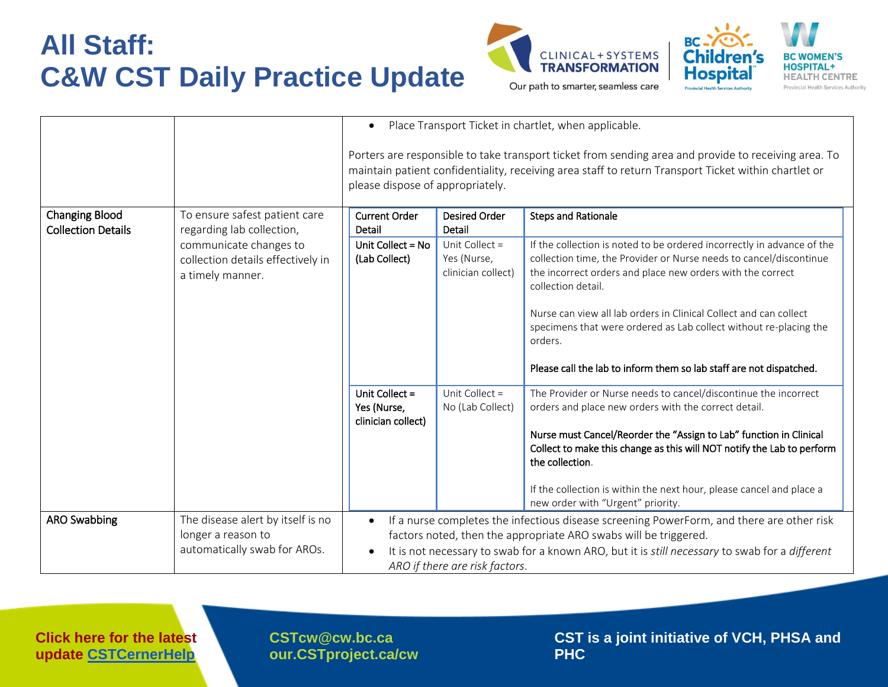# All Staff: C&W CST Daily Practice Update

| | | |
|---|---|---|
| | | • Place Transport Ticket in chartlet, when applicable.<br><br>Porters are responsible to take transport ticket from sending area and provide to receiving area. To maintain patient confidentiality, receiving area staff to return Transport Ticket within chartlet or please dispose of appropriately. |
| Changing Blood Collection Details | To ensure safest patient care regarding lab collection, communicate changes to collection details effectively in a timely manner. | **Current Order Detail** / **Desired Order Detail** / **Steps and Rationale**<br><br>**Unit Collect = No (Lab Collect)** → Unit Collect = Yes (Nurse, clinician collect): If the collection is noted to be ordered incorrectly in advance of the collection time, the Provider or Nurse needs to cancel/discontinue the incorrect orders and place new orders with the correct collection detail.<br><br>Nurse can view all lab orders in Clinical Collect and can collect specimens that were ordered as Lab collect without re-placing the orders.<br><br>**Please call the lab to inform them so lab staff are not dispatched.**<br><br>**Unit Collect = Yes (Nurse, clinician collect)** → Unit Collect = No (Lab Collect): The Provider or Nurse needs to cancel/discontinue the incorrect orders and place new orders with the correct detail.<br><br>**Nurse must Cancel/Reorder the "Assign to Lab" function in Clinical Collect to make this change as this will NOT notify the Lab to perform the collection.**<br><br>If the collection is within the next hour, please cancel and place a new order with "Urgent" priority. |
| ARO Swabbing | The disease alert by itself is no longer a reason to automatically swab for AROs. | • If a nurse completes the infectious disease screening PowerForm, and there are other risk factors noted, then the appropriate ARO swabs will be triggered.<br>• It is not necessary to swab for a known ARO, but it is *still necessary* to swab for a *different ARO if there are risk factors*. |

Nested table for Changing Blood Collection Details:

| Current Order Detail | Desired Order Detail | Steps and Rationale |
|---|---|---|
| Unit Collect = No (Lab Collect) | Unit Collect = Yes (Nurse, clinician collect) | If the collection is noted to be ordered incorrectly in advance of the collection time, the Provider or Nurse needs to cancel/discontinue the incorrect orders and place new orders with the correct collection detail.<br><br>Nurse can view all lab orders in Clinical Collect and can collect specimens that were ordered as Lab collect without re-placing the orders.<br><br>**Please call the lab to inform them so lab staff are not dispatched.** |
| Unit Collect = Yes (Nurse, clinician collect) | Unit Collect = No (Lab Collect) | The Provider or Nurse needs to cancel/discontinue the incorrect orders and place new orders with the correct detail.<br><br>**Nurse must Cancel/Reorder the "Assign to Lab" function in Clinical Collect to make this change as this will NOT notify the Lab to perform the collection.**<br><br>If the collection is within the next hour, please cancel and place a new order with "Urgent" priority. |

**Click here for the latest update [CSTCernerHelp](CSTCernerHelp)**

**CSTcw@cw.bc.ca**
**our.CSTproject.ca/cw**

**CST is a joint initiative of VCH, PHSA and PHC**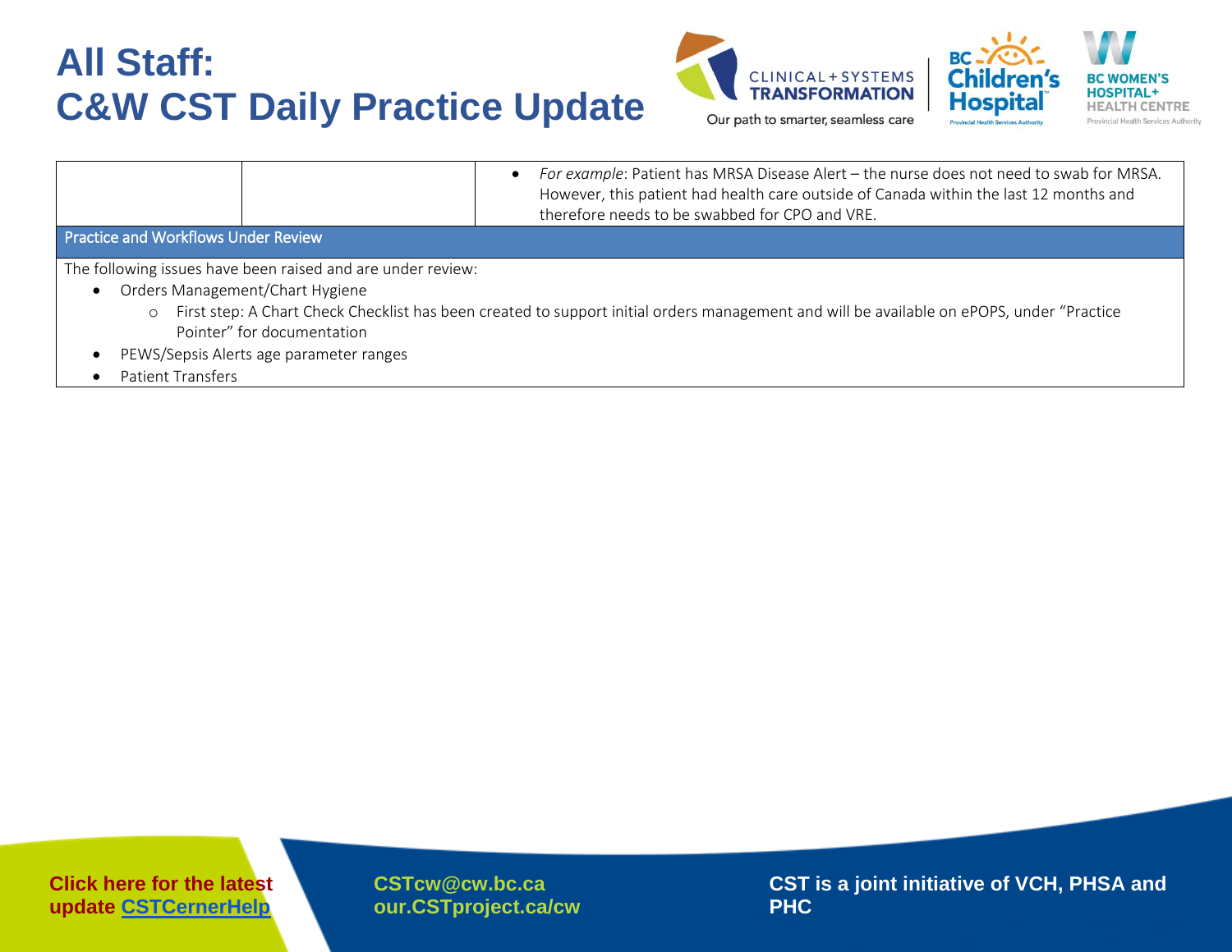| | | |
|---|---|---|
| | | • *For example*: Patient has MRSA Disease Alert – the nurse does not need to swab for MRSA. However, this patient had health care outside of Canada within the last 12 months and therefore needs to be swabbed for CPO and VRE. |

## Practice and Workflows Under Review

The following issues have been raised and are under review:

- Orders Management/Chart Hygiene
  - First step: A Chart Check Checklist has been created to support initial orders management and will be available on ePOPS, under "Practice Pointer" for documentation
- PEWS/Sepsis Alerts age parameter ranges
- Patient Transfers